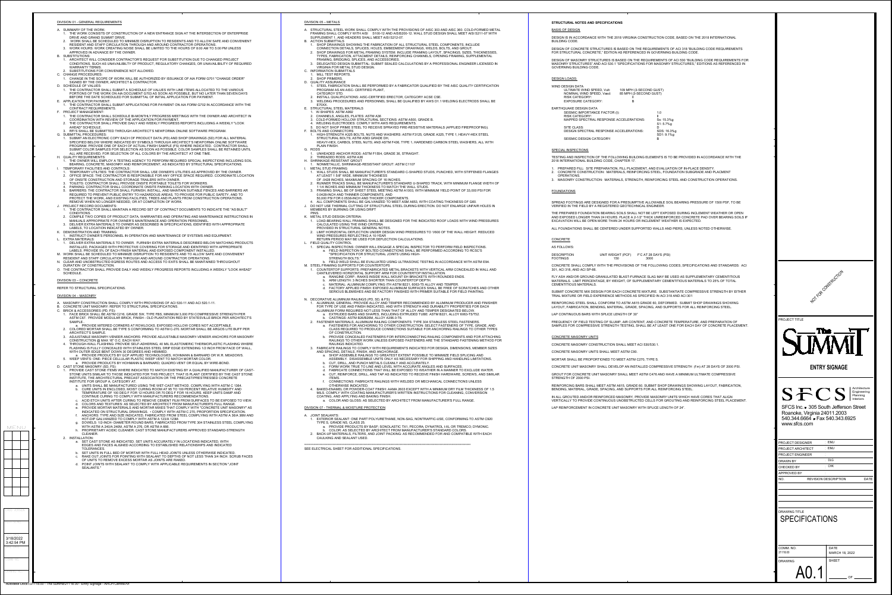## DIVISION 01 - GENERAL REQUIREMENTS

A. SUMMARY OF THE WORK:
   1. THE WORK CONSISTS OF CONSTRUCTION OF A NEW ENTRANCE SIGN AT THE INTERSECTION OF ENTERPRISE DRIVE AND GRAND SUMMIT DRIVE.
   2. WORK SHALL BE SCHEDULED TO MINIMIZE DISRUPTION TO RESIDENTS AND TO ALLOW SAFE AND CONVENIENT RESIDENT AND STAFF CIRCULATION THROUGH AND AROUND CONTRACTOR OPERATIONS.
   3. WORK HOURS: WORK CREATING NOISE SHALL BE LIMITED TO THE HOURS OF 8:00 AM TO 5:00 PM UNLESS APPROVED IN ADVANCE BY THE OWNER.
B. SUBSTITUTIONS:
   1. ARCHITECT WILL CONSIDER CONTRACTOR'S REQUEST FOR SUBSTITUTION DUE TO CHANGED PROJECT CONDITIONS, SUCH AS UNAVAILABILITY OF PRODUCT, REGULATORY CHANGES, OR UNAVAILABILITY OF REQUIRED WARRANTY TERMS.
   2. SUBSTITUTIONS FOR CONVENIENCE NOT ALLOWED.
C. CHANGE PROCEDURES:
   1. CHANGE IN THE SCOPE OF WORK WILL BE AUTHORIZED BY ISSUANCE OF AIA FORM G701 "CHANGE ORDER" SIGNED BY THE OWNER, ARCHITECT & CONTRACTOR.
D. SCHEDULE OF VALUES:
   1. THE CONTRACTOR SHALL SUBMIT A SCHEDULE OF VALUES WITH LINE ITEMS ALLOCATED TO THE VARIOUS PORTIONS OF THE WORK ON AIA DOCUMENT G703 AS SOON AS POSSIBLE, BUT NO LATER THAN SEVEN DAYS BEFORE THE DATE SCHEDULED FOR SUBMITTAL OF INITIAL APPLICATION FOR PAYMENT.
E. APPLICATION FOR PAYMENT:
   1. THE CONTRACTOR SHALL SUBMIT APPLICATIONS FOR PAYMENT ON AIA FORM G702 IN ACCORDANCE WITH THE CONTRACT REQUIREMENTS.
F. PROJECT MANAGEMENT:
   1. THE CONTRACTOR SHALL SCHEDULE BI-MONTHLY PROGRESS MEETINGS WITH THE OWNER AND ARCHITECT IN COORDINATION WITH REVIEW OF THE APPLICATION FOR PAYMENT.
   2. THE CONTRACTOR SHALL PROVIDE DAILY AND WEEKLY PROGRESS REPORTS INCLUDING A WEEKLY "LOOK AHEAD" SCHEDULE.
   3. RFI'S SHALL BE SUBMITTED THROUGH ARCHITECT'S NEWFORMA ONLINE SOFTWARE PROGRAM.
G. SUBMITTAL PROCEDURES:
   1. SUBMIT AN ELECTRONIC COPY EACH OF PRODUCT DATA (PD) AND SHOP DRAWINGS (SD) FOR ALL MATERIAL SPECIFIED BELOW WHERE INDICATED BY SYMBOLS THROUGH ARCHITECT'S NEWFORMA ONLINE SOFTWARE PROGRAM. PROVIDE ONE OF EACH OF ACTUAL FINISH SAMPLE (FS) WHERE INDICATED. CONTRACTOR SHALL SUBMIT COLOR SAMPLES FOR SELECTION AS SOON AS POSSIBLE. COLOR SAMPLES SHALL BE RETAINED UNTIL ALL ARE RECEIVED, FOR SELECTION OF ALL COLORS BY THE ARCHITECT AT ONE TIME.
H. QUALITY REQUIREMENTS:
   1. THE OWNER WILL EMPLOY A TESTING AGENCY TO PERFORM REQUIRED SPECIAL INSPECTIONS INCLUDING SOIL BEARING, CONCRETE, MASONRY AND REINFORCEMENT, AS INDICATED BY STRUCTURAL SPECIFICATIONS.
I. TEMPORARY FACILITIES AND CONTROLS:
   1. TEMPORARY UTILITIES: THE CONTRACTOR SHALL USE OWNER'S UTILITIES AS APPROVED BY THE OWNER.
   2. OFFICE SPACE: THE CONTRACTOR IS RESPONSIBLE FOR ANY OFFICE SPACE REQUIRED. COORDINATE LOCATION OF ONSITE CONSTRUCTION AND STORAGE TRAILERS WITH OWNER.
   3. TOILETS: CONTRACTOR SHALL PROVIDE ONSITE PORTABLE TOILETS FOR WORKERS.
   4. PARKING: CONTRACTOR SHALL COORDINATE ONSITE PARKING LOCATION WITH OWNER.
   5. BARRIERS: THE CONTRACTOR SHALL FURNISH, INSTALL, AND MAINTAIN SUITABLE FENCES AND BARRIERS AR REQUIRED TO PREVENT PUBLIC ENTRY TO HAZARDOUS AREAS, TO PROVIDE FOR PUBLIC SAFETY, AND TO PROTECT THE WORK, AND EXISTING FACILITIES, TREES AND PLANTS FROM CONSTRUCTION OPERATIONS. REMOVE WHEN NO LONGER NEEDED, OR AT COMPLETION OF WORK.
J. PROJECT RECORD DOCUMENTS:
   1. THE CONTRACTOR SHALL MAINTAIN A RECORD SET OF CONTRACT DOCUMENTS TO INDICATE THE "AS BUILT" CONDITIONS.
   2. COMPILE TWO COPIES OF PRODUCT DATA, WARRANTIES AND OPERATING AND MAINTENANCE INSTRUCTIONS IN MANUALS APPROPRIATE FOR OWNER'S MAINTENANCE AND OPERATION PERSONNEL.
   3. DELIVER EXTRA MATERIALS TO OWNER AS DESCRIBED IN SPECIFICATIONS, IDENTIFIED WITH APPROPRIATE LABELS, TO LOCATION INDICATED BY OWNER.
K. DEMONSTRATION AND TRAINING:
   1. INSTRUCT OWNER'S PERSONNEL IN OPERATION AND MAINTENANCE OF SYSTEMS AND EQUIPMENT.
L. EXTRA MATERIALS:
   1. DELIVER EXTRA MATERIALS TO OWNER. FURNISH EXTRA MATERIALS DESCRIBED BELOW MATCHING PRODUCTS INSTALLED, PACKAGED WITH PROTECTIVE COVERING FOR STORAGE AND IDENTIFIED WITH APPROPRIATE LABELS. PROVIDE 5% OF EACH FINISH MATERIAL AND EXPOSED COMPONENT INSTALLED.
M. WORK SHALL BE SCHEDULED TO MINIMIZE DISRUPTION TO RESIDENTS AND TO ALLOW SAFE AND CONVENIENT RESIDENT AND STAFF CIRCULATION THROUGH AND AROUND CONTRACTOR OPERATIONS.
N. CLEAR AND UNOBSTRUCTED EGRESS ROUTES AND ACCESS TO EXITS SHALL BE MAINTAINED THROUGHOUT DURATION OF CONSTRUCTION.
O. THE CONTRACTOR SHALL PROVIDE DAILY AND WEEKLY PROGRESS REPORTS INCLUDING A WEEKLY "LOOK AHEAD" SCHEDULE.

## DIVISION 03 – CONCRETE

REFER TO STRUCTURAL SPECIFICATIONS.

## DIVISION 04 – MASONRY

A. MASONRY CONSTRUCTION SHALL COMPLY WITH PROVISIONS OF ACI 530-11 AND ACI 530.1-11.
B. CONCRETE UNIT MASONRY: REFER TO STRUCTURAL SPECIFICATIONS.
C. BRICK & ACCESSORIES (PD, FS):
   1. FACE BRICK SHALL BE ASTM C216, GRADE SW, TYPE FBS, MINIMUM 3,000 PSI COMPRESSIVE STRENGTH PER ASTM C67. PROVIDE MODULAR BRICK, FINISH - OLD PLANTATION RED BY STATESVILLE BRICK PER ARCHITECT'S SAMPLE.
      a. PROVIDE MITERED CORNERS AT ROWLOCKS. EXPOSED HOLLOW CORES NOT ACCEPTABLE.
   2. COLORED MORTAR SHALL BE TYPE S CONFORMING TO ASTM C-270. MORTAR SHALL BE ARGOS LITE BUFF PER ARCHITECT'S SAMPLE.
   3. ADJUSTABLE MASONRY-VENEER ANCHORS: PROVIDE ADJUSTABLE MASONRY-VENEER ANCHORS FOR MASONRY CONSTRUCTION @ MAX 16" O.C. EACH WAY.
   4. THROUGH-WALL FLASHING: PROVIDE SELF-ADHERING, 40 MIL ELASTOMERIC THERMOPLASTIC FLASHING WHERE FLASHING IS FULLY CONCEALED WITH STAINLESS STEEL DRIP EDGE EXTENDING 1/2 INCH FROM FACE OF WALL, WITH OUTER EDGE BENT DOWN 30 DEGREES AND HEMMED.
      a. PROVIDE PRODUCTS BY GCP APPLIED TECHNOLOGIES, HOHMANN & BARNARD OR W. R. MEADOWS.
   5. WEEP VENTS: ONE- PIECE CELLULAR PLASTIC WEEP VENT TO MATCH MORTAR COLOR.
      a. PROVIDE PRODUCTS BY HOHMANN & BARNARD, QUADRO-VENT OR EQUAL BY WIRE-BOND.
D. CAST STONE MASONRY (SD, FS):
   1. PROVIDE CAST STONE ITEMS WHERE INDICATED TO MATCH EXISTING BY A QUALIFIED MANUFACTURER OF CAST-STONE UNITS SIMILAR TO THOSE INDICATED FOR THIS PROJECT THAT IS PLANT CERTIFIED BY THE CAST STONE INSTITUTE, THE ARCHITECTURAL PRECAST ASSOCIATION OR THE PRECAST/PRESTRESSED CONCRETE INSTITUTE FOR GROUP A, CATEGORY AT.
      a. UNITS SHALL BE MANUFACTURED USING THE WET-CAST METHOD, COMPLYING WITH ASTM C 1364.
      b. CURE UNITS IN ENCLOSED, MOIST CURING ROOM AT 95 TO 100 PERCENT RELATIVE HUMIDITY AND TEMPERATURE OF 100 DEG F FOR 12 HOURS OR 70 DEG F FOR 16 HOURS. KEEP UNITS DAMP AND CONTINUE CURING TO COMPLY WITH MANUFACTURERS RECOMMENDATIONS.
      c. ACID ETCH UNITS AFTER CURING TO REMOVE CEMENT FILM FROM SURFACES TO BE EXPOSED TO VIEW.
      d. COLORS AND TEXTURES: AS SELECTED BY ARCHITECT FROM MANUFACTURER'S FULL RANGE.
      e. PROVIDE MORTAR MATERIALS AND MORTAR MIXES THAT COMPLY WITH "CONCRETE UNIT MASONRY" AS INDICATED ON STRUCTURAL DRAWINGS. • COMPLY WITH ASTM C 270, PROPORTION SPECIFICATION.
      f. ANCHORS: TYPE AND SIZE INDICATED, FABRICATED FROM STEEL COMPLYING WITH ASTM A 36/A 36M AND HOT-DIP GALVANIZED TO COMPLY WITH ASTM A 123/A 123M.
      g. DOWELS: 1/2-INCH- DIAMETER ROUND BARS, FABRICATED FROM TYPE 304 STAINLESS STEEL COMPLYING WITH ASTM A 240/A 240M, ASTM A 276, OR ASTM A 666.
      h. PROPRIETARY ACIDIC CLEANER: CAST STONE MANUFACTURERS APPROVED STANDARD-STRENGTH CLEANER.
   2. INSTALLATION:
      a. SET CAST STONE AS INDICATED. SET UNITS ACCURATELY IN LOCATIONS INDICATED, WITH EDGES AND FACES ALIGNED ACCORDING TO ESTABLISHED RELATIONSHIPS AND INDICATED TOLERANCES.
      b. SET UNITS IN FULL BED OF MORTAR WITH FULL HEAD JOINTS UNLESS OTHERWISE INDICATED.
      c. RAKE OUT JOINTS FOR POINTING WITH SEALANT TO DEPTHS OF NOT LESS THAN 3/4 INCH. SCRUB FACES OF UNITS TO REMOVE EXCESS MORTAR AS JOINTS ARE RAKED.
      d. POINT JOINTS WITH SEALANT TO COMPLY WITH APPLICABLE REQUIREMENTS IN SECTION "JOINT SEALANTS."

## DIVISION 05 – METALS

A. STRUCTURAL STEEL WORK SHALL COMPLY WITH THE PROVISIONS OF AISC 303 AND AISC 360. COLD-FORMED METAL FRAMING SHALL COMPLY WITH AISI S100-12 AND AISI S200-12. WALL STUD DESIGN SHALL MEET AISI S211-07 WITH SUPPLEMENT 1, AND HEADERS SHALL MEET AISI S212-07.
B. ACTION SUBMITTALS
   1. SHOP DRAWINGS SHOWING THE FABRICATION OF ALL STRUCTURAL STEEL COMPONENTS, INCLUDE CONNECTION DETAILS, SPLICES, HOLES, EMBEDMENT DRAWINGS, WELDS, BOLTS, AND GROUT.
   2. SHOP DRAWINGS FOR METAL FRAMING SYSTEM. INCLUDE FRAMING LAYOUT, SPACINGS, SIZES, THICKNESSES, TYPES, FABRICATION, ATTACHMENT DETAILS, REINFORCING CHANNELS, OPENING FRAMING, SUPPLEMENTAL FRAMING, BRIDGING, SPLICES, AND ACCESSORIES.
   3. DELEGATED DESIGN SUBMITTAL: SUBMIT SEALED CALCULATIONS BY A PROFESSIONAL ENGINEER LICENSED IN VIRGINIA FOR METAL STUD DESIGN.
C. INFORMATION SUBMITTALS
   1. MILL TEST REPORTS.
   2. SHOP PRIMERS.
D. QUALITY ASSURANCE
   1. STEEL FABRICATION SHALL BE PERFORMED BY A FABRICATOR QUALIFIED BY THE AISC QUALITY CERTIFICATION PROGRAM AS AN AISC- CERTIFIED PLANT, CATEGORY STD.
   2. INSTALL QUALIFICATIONS: AISC-CERTIFIED ERECTOR, CATEGORY ACSE CSE.
   3. WELDING PROCEDURES AND PERSONNEL SHALL BE QUALIFIED BY AWS D1.1 WELDING ELECTRODES SHALL BE E70XX.
E. STRUCTURAL STEEL MATERIALS
   1. W-SHAPES: ASTM A992
   2. CHANNELS, ANGLES, PLATES: ASTM A36
   3. COLD-FORMED HOLLOW STRUCTURAL SECTIONS: ASTM A500, GRADE B.
   4. WELDING ELECTRODES: COMPLY WITH AWS REQUIREMENTS.
   5. DO NOT SHOP PRIME STEEL TO RECEIVE SPRAYED FIRE-RESISTIVE MATERIALS (APPLIED FIREPROOFING).
F. BOLTS AND CONNECTORS
   1. HIGH-STRENGTH A325 BOLTS, NUTS AND WASHERS: ASTM F3125, GRADE A325, TYPE 1, HEAVY-HEX STEEL STRUCTURAL BOLTS; ASTM A563 GRADE DH, HEAVY-HEX, CARBOL STEEL NUTS; AND ASTM F436, TYPE 1, HARDENED CARBON STEEL WASHERS, ALL WITH PLAIN FINISH.
G. RODS
   1. UNHEADED ANCHOR RODS: ASTM F1554, GRADE 36, STRAIGHT.
   2. THREADED RODS: ASTM A36
H. SHRINKAGE-RESISTANT GROUT
   1. NONMETALLIC, SHRINKAGE-RESISTANT GROUT: ASTM C1107
I. METAL STUD FRAMING
   1. WALL STUDS SHALL BE MANUFACTURER'S STANDARD C-SHAPED STUDS, PUNCHED, WITH STIFFENED FLANGES AT LEAST 1 5/8" WIDE. MINIMUM THICKNESS OF .0428 INCHES. MAXIMUM SPACING OF 16 INCHES.
   2. RUNNER TRACKS SHALL BE MANUFACTURER'S STANDARD U-SHAPED TRACK, WITH MINIMUM FLANGE WIDTH OF 1 1/4 INCHES AND MINIMUM THICKNESS TO MATCH THE WALL STUDS.
   3. FRAMING SHALL BE OF SHEET STEEL MEETING ASTM A1003, WITH MINIMUM YIELD POINT OF 33,000 PSI FOR 0.0428-INCH AND THINNER COMPONENTS, AND 50,000 PSI FOR 0.0538-INCH AND THICKER COMPONENTS.
   4. ALL COMPONENTS SHALL BE GALVANIZED TO MEET ASM A653, WITH COATING THICKNESS OF G60.
J. DO NOT USE THERMAL CUTTING OF STRUCTURAL STEEL DURING ERECTION. DO NOT ENLARGE UNFAIR HOLES IN MEMBERS BY BURNING OR USING DRIFT PINS.
K. METAL STUD DESIGN CRITERIA:
   1. LOAD-BEARING WALL FRAMING SHALL BE DESIGNED FOR THE INDICATED ROOF LOADS WITH WIND PRESSURES CALCULATED USING THE WIND CRITERIA PROVIDED IN STRUCTURAL GENERAL NOTES.
   2. LIMIT HORIZONTAL DEFLECTION UNDER DESIGN WIND PRESSURES TO 1/600 OF THE WALL HEIGHT. REDUCED WIND PRESSURES REFLECTING A 10-YEAR RETURN PERIOD MAY BE USED FOR DEFLECTION CALCULATIONS.
L. FIELD QUALITY CONTROL
   1. SPECIAL INSPECTIONS: OWNER WILL ENGAGE A SPECIAL INSPECTOR TO PERFORM FIELD INSPECTIONS.
      a. FIELD INSPECTION OF BOLTED CONNECTIONS SHALL BE PERFORMED ACCORDING TO RCSC'S "SPECIFICATION FOR STRUCTURAL JOINTS USING HIGH-STRENGTH BOLTS."
      b. FIELD WELD SHALL BE EVALUATED USING ULTRASONIC TESTING IN ACCORDANCE WITH ASTM E94.
M. STEEL FRAMING SUPPORTS FOR COUNTERTOPS
   1. COUNTERTOP SUPPORTS: PREFABRICATED METAL BRACKETS WITH VERTICAL ARM CONCEALED IN WALL AND CANTILEVERED HORIZONTAL SUPPORT ARM FOR COUNTERTOP INSTALLATION.
      a. RANGINE CORP.; RAKKS INSIDE WALL MOUNT EH BRACKETS WITH ROUNDED ENDS.
      b. ARM LENGTH: 3 INCHES SHORTER THAN COUNTERTOP DEPTH.
      c. MATERIAL: ALUMINUM COMPLYING ITH ASTM B221, 6063-T5 ALLOY AND TEMPER.
      d. FACTORY APPLIED FINISH: EXPOSED ALUMINUM SURFACES SHALL BE FREE OF SCRATCHES AND OTHER SERIOUS BLEMISHES AND BE FACTORY FINISHED WITH PRIMER SUITABLE FOR FIELD PAINTING.
N. DECORATIVE ALUMINUM RAILINGS (PD, SD, & FS):
   1. ALUMINUM, GENERAL: PROVIDE ALLOY AND TEMPER RECOMMENDED BY ALUMINUM PRODUCER AND FINISHER FOR TYPE OF USE AND FINISH INDICATED, AND WITH STRENGTH AND DURABILITY PROPERTIES FOR EACH ALUMINUM FORM REQUIRED NOT LESS THAN THAT OF ALLOY AND TEMPER DESIGNATED BELOW.
      a. EXTRUDED BARS AND SHAPES, INCLUDING EXTRUDED TUBE: ASTM B221, ALLOY 6063-T5/T52.
      b. CASTINGS: ASTM B26/B26M, ALLOY A356.0-T6.
   2. FASTENER MATERIALS, ALUMINUM RAILING COMPONENTS: TYPE 304 STAINLESS STEEL FASTENERS.
      a. FASTENERS FOR ANCHORING TO OTHER CONSTRUCTION: SELECT FASTENERS OF TYPE, GRADE, AND CLASS REQUIRED TO PRODUCE CONNECTIONS SUITABLE FOR ANCHORING RAILINGS TO OTHER TYPES OF CONSTRUCTION.
      b. PROVIDE CONCEALED FASTENERS FOR INTERCONNECTING RAILING COMPONENTS AND FOR ATTACHING RAILINGS TO OTHER WORK UNLESS EXPOSED FASTENERS ARE THE STANDARD FASTENING METHOD FOR RAILINGS INDICATED.
   3. FABRICATE RAILINGS TO COMPLY WITH REQUIREMENTS INDICATED FOR DESIGN, DIMENSIONS, MEMBER SIZES AND SPACING, DETAILS, FINISH, AND ANCHORAGE.
      a. SHOP ASSEMBLE RAILINGS TO GREATEST EXTENT POSSIBLE TO MINIMIZE FIELD SPLICING AND ASSEMBLY. DISASSEMBLE UNITS ONLY AS NECESSARY FOR SHIPPING AND HANDLING LIMITATIONS.
      b. CUT, DRILL, AND PUNCH METALS CLEANLY AND ACCURATELY.
      c. FORM WORK TRUE TO LINE AND LEVEL WITH ACCURATE ANGLES AND SURFACES.
      d. FABRICATE CONNECTIONS THAT WILL BE EXPOSED TO WEATHER IN A MANNER TO EXCLUDE WATER.
      e. CUT, REINFORCE, DRILL, AND TAP AS INDICATED TO RECEIVE FINISH HARDWARE, SCREWS, AND SIMILAR ITEMS.
      f. CONNECTIONS: FABRICATE RAILINGS WITH WELDED OR MECHANICAL CONNECTIONS UNLESS OTHERWISE INDICATED.
   4. BAKED-ENAMEL OR POWDER-COAT FINISH: AAMA 2603 EXCEPT WITH A MINIMUM DRY FILM THICKNESS OF 1.5 MILS. COMPLY WITH COATING MANUFACTURER'S WRITTEN INSTRUCTIONS FOR CLEANING, CONVERSION COATING, AND APPLYING AND BAKING FINISH.
      a. COLOR AND GLOSS: AS SELECTED BY ARCHITECT FROM MANUFACTURER'S FULL RANGE.

## DIVISION 07 - THERMAL & MOISTURE PROTECTION

A. JOINT SEALANTS:
   1. EXTERIOR SEALANT: ONE PART POLYURETHANE, NON-SAG, NONTRAFFIC-USE, CONFORMING TO ASTM C920 TYPE S, GRADE NS, CLASS 25.
      a. PROVIDE PRODUCTS BY BASF; SONOLASTIC TX1, PECORA; DYNATROL I-XL OR TREMCO; DYMONIC.
      b. COLOR: AS SELECTED BY ARCHITECT FROM MANUFACTURER'S STANDARD COLORS.
   2. BACK-UP MATERIALS, FILTERS, AND JOINT PACKING: AS RECOMMENDED FOR AND COMPATIBLE WITH EACH CAULKING AND SEALANT USED.

SEE ELECTRICAL SHEET FOR ADDITIONAL SPECIFICATIONS.

## STRUCTURAL NOTES AND SPECIFICATIONS

### BASIS OF DESIGN

DESIGN IS IN ACCORDANCE WITH THE 2018 VIRGINIA CONSTRUCTION CODE, BASED ON THE 2018 INTERNATIONAL BUILDING CODE.

DESIGN OF CONCRETE STRUCTURES IS BASED ON THE REQUIREMENTS OF ACI 318 "BUILDING CODE REQUIREMENTS FOR STRUCTURAL CONCRETE," EDITION AS REFERENCED IN GOVERNING BUILDING CODE.

DESIGN OF MASONRY STRUCTURES IS BASED ON THE REQUIREMENTS OF ACI 530 "BUILDING CODE REQUIREMENTS FOR MASONRY STRUCTURES" AND ACI 530.1 "SPECIFICATIONS FOR MASONRY STRUCTURES," EDITIONS AS REFERENCED IN GOVERNING BUILDING CODE.

### DESIGN LOADS:

WIND DESIGN DATA

| | |
|---|---|
| ULTIMATE WIND SPEED, Vult: | 109 MPH (3-SECOND GUST) |
| NOMINAL WIND SPEED, Vasd: | 85 MPH (3-SECOND GUST) |
| RISK CATEGORY: | II |
| EXPOSURE CATEGORY: | B |

EARTHQUAKE DESIGN DATA

| | |
|---|---|
| SEISMIC IMPORTANCE FACTOR (I): | 1.0 |
| RISK CATEGORY: | II |
| MAPPED SPECTRAL RESPONSE ACCELERATIONS: | Ss: 15.3%g; S1: 5.7%g |
| SITE CLASS: | D |
| DESIGN SPECTRAL RESPONSE ACCELERATIONS: | SDS: 16.3%g; SD1: 9.1%g |
| SEISMIC DESIGN CATEGORY: | B |

### SPECIAL INSPECTIONS

TESTING AND INSPECTION OF THE FOLLOWING BUILDING ELEMENTS IS TO BE PROVIDED IN ACCORDANCE WITH THE 2018 INTERNATIONAL BUILDING CODE, CHAPTER 17.

1. PREPARED FILL: SITE PREPARATION, FILL PLACEMENT, AND EVALUATION OF IN-PLACE DENSITY.
2. CONCRETE CONSTRUCTION: MATERIALS, REINFORCING STEEL, FOUNDATION SUBGRADE AND PLACEMENT OPERATIONS.
3. MASONRY CONSTRUCTION: MATERIALS, STRENGTH, REINFORCING STEEL AND CONSTRUCTION OPERATIONS.

### FOUNDATIONS

SPREAD FOOTINGS ARE DESIGNED FOR A PRESUMPTIVE ALLOWABLE SOIL BEARING PRESSURE OF 1500 PSF, TO BE VERIFIED IN THE FIELD BY A REGISTERED GEOTECHNICAL ENGINEER.

THE PREPARED FOUNDATION BEARING SOILS SHALL NOT BE LEFT EXPOSED DURING INCLEMENT WEATHER OR OPEN AND EXPOSED LONGER THAN 24 HOURS. PLACE A 2-1/2" THICK UNREINFORCED CONCRETE PAD OVER BEARING SOILS IF EXCAVATION WILL BE OPEN MORE THAN 24 HOURS OR INCLEMENT WEATHER IS EXPECTED.

ALL FOUNDATIONS SHALL BE CENTERED UNDER SUPPORTED WALLS AND PIERS, UNLESS NOTED OTHERWISE.

### CONCRETE

AS FOLLOWS:

| DESCRIPTION | UNIT WEIGHT (PCF) | F'C AT 28 DAYS (PSI) |
|---|---|---|
| FOOTINGS | 150 | 3000 |

CONCRETE SHALL COMPLY WITH THE PROVISIONS OF THE FOLLOWING CODES, SPECIFICATIONS AND STANDARDS: ACI 301, ACI 318, AND ACI SP-66.

FLY ASH AND/OR GROUND GRANULATED BLAST-FURNACE SLAG MAY BE USED AS SUPPLEMENTARY CEMENTITIOUS MATERIALS. LIMIT PERCENTAGE, BY WEIGHT, OF SUPPLEMENTARY CEMENTITIOUS MATERIALS TO 25% OF TOTAL CEMENTITIOUS MATERIALS.

SUBMIT CONCRETE MIX DESIGN FOR EACH CONCRETE MIXTURE. SUBSTANTIATE COMPRESSIVE STRENGTH BY EITHER TRIAL MIXTURE OR FIELD EXPERIENCE METHODS AS SPECIFIED IN ACI 318 AND ACI 301

REINFORCING STEEL SHALL CONFORM TO ASTM A615 GRADE 60, DEFORMED. SUBMIT SHOP DRAWINGS SHOWING LAYOUT, FABRICATION, BENDING, MATERIAL, GRADE, SPACING, AND SUPPORTS FOR ALL REINFORCING STEEL.

LAP CONTINUOUS BARS WITH SPLICE LENGTH OF 30"

FREQUENCY OF FIELD TESTING OF SLUMP, AIR CONTENT, AND CONCRETE TEMPERATURE, AND PREPARATION OF SAMPLES FOR COMPRESSIVE STRENGTH TESTING, SHALL BE AT LEAST ONE FOR EACH DAY OF CONCRETE PLACEMENT.

### CONCRETE MASONRY UNITS

CONCRETE MASONRY CONSTRUCTION SHALL MEET ACI 530/530.1.

CONCRETE MASONRY UNITS SHALL MEET ASTM C90.

MORTAR SHALL BE PROPORTIONED TO MEET ASTM C270, TYPE S.

CONCRETE UNIT MASONRY SHALL DEVELOP AN INSTALLED COMPRESSIVE STRENGTH (f'm) AT 28 DAYS OF 2000 PSI.

GROUT FOR CONCRETE UNIT MASONRY SHALL MEET ASTM C476 AND HAVE A MINIMUM ULTIMATE COMPRESSIVE STRENGTH OF 2000 PSI.

REINFORCING BARS SHALL MEET ASTM A615, GRADE 60. SUBMIT SHOP DRAWINGS SHOWING LAYOUT, FABRICATION, BENDING, MATERIAL, GRADE, SPACING, AND SUPPORTS FOR ALL REINFORCING STEEL.

IN ALL GROUTED AND/OR REINFORCED MASONRY, PROVIDE MASONRY UNITS WHICH HAVE CORES THAT ALIGN VERTICALLY TO PROVIDE CONTINUOUS UNOBSTRUCTED CELLS FOR GROUTING AND REINFORCING STEEL PLACEMENT.

LAP REINFORCEMENT IN CONCRETE UNIT MASONRY WITH SPLICE LENGTH OF 24".

NOT FOR CONSTRUCTION

PROJECT TITLE

The SUMMIT

ENTRY SIGNAGE

SFCS Architecture Engineering Planning Interiors

SFCS Inc. • 305 South Jefferson Street
Roanoke, Virginia 24011.2003
540.344.6664 • Fax 540.343.6925
www.sfcs.com

| | |
|---|---|
| PROJECT DESIGNER | EMJ |
| PROJECT ARCHITECT | EMJ |
| PROJECT ENGINEER | |
| DRAWN BY | DLG |
| CHECKED BY | CHK |
| APPROVED BY | |

| NO. | REVISION DESCRIPTION | DATE |
|---|---|---|

DRAWING TITLE

SPECIFICATIONS

| COMM. NO. | DATE |
|---|---|
| 21118.00 | MARCH 18, 2022 |
| DRAWING | SHEET |
| A0.1 | ___ OF ___ |

3/18/2022 3:42:54 PM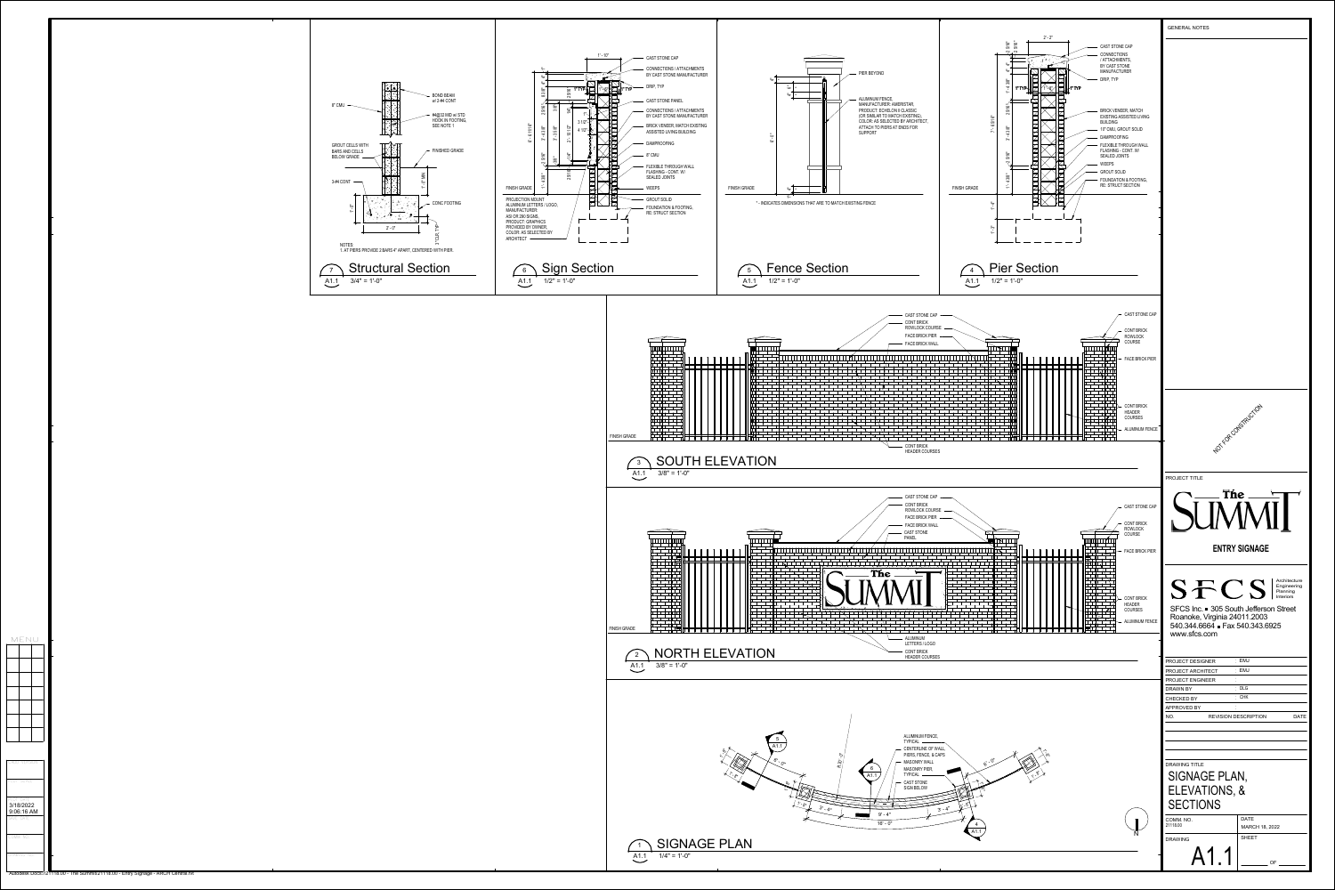## GENERAL NOTES

NOT FOR CONSTRUCTION

PROJECT TITLE

The SUMMIT

**ENTRY SIGNAGE**

SFCS — Architecture, Engineering, Planning, Interiors

SFCS Inc. ■ 305 South Jefferson Street
Roanoke, Virginia 24011.2003
540.344.6664 ■ Fax 540.343.6925
www.sfcs.com

| | |
|---|---|
| PROJECT DESIGNER | EMJ |
| PROJECT ARCHITECT | EMJ |
| PROJECT ENGINEER | |
| DRAWN BY | DLG |
| CHECKED BY | CHK |
| APPROVED BY | |

| NO. | REVISION DESCRIPTION | DATE |
|---|---|---|
| | | |

DRAWING TITLE

SIGNAGE PLAN, ELEVATIONS, & SECTIONS

| COMM. NO. | DATE |
|---|---|
| 21118.00 | MARCH 18, 2022 |

DRAWING: A1.1 — SHEET ___ OF ___

---

### 7 Structural Section (A1.1) — 3/4" = 1'-0"

- 8" CMU
- BOND BEAM w/ 2-#4 CONT
- #4@32 MID w/ STD. HOOK IN FOOTING, SEE NOTE 1
- GROUT CELLS WITH BARS AND CELLS BELOW GRADE
- FINISHED GRADE
- 3-#4 CONT
- CONC FOOTING
- 1'-0" MIN
- 2'-0"
- 1'-0"
- 3" CLR TYP

NOTES:
1. AT PIERS PROVIDE 2 BARS 4" APART, CENTERED WITH PIER.

### 6 Sign Section (A1.1) — 1/2" = 1'-0"

- CAST STONE CAP
- CONNECTIONS / ATTACHMENTS BY CAST STONE MANUFACTURER
- DRIP, TYP
- CAST STONE PANEL
- CONNECTIONS / ATTACHMENTS BY CAST STONE MANUFACTURER
- BRICK VENEER, MATCH EXISTING ASSISTED LIVING BUILDING
- DAMPPROOFING
- 8" CMU
- FLEXIBLE THROUGH WALL FLASHING - CONT. W/ SEALED JOINTS
- WEEPS
- GROUT SOLID
- FOUNDATION & FOOTING, RE: STRUCT SECTION
- FINISH GRADE
- PROJECTION MOUNT ALUMINUM LETTERS / LOGO, MANUFACTURER: ASI OR 290 SIGNS, PRODUCT: GRAPHICS PROVIDED BY OWNER, COLOR: AS SELECTED BY ARCHITECT
- 1'-10"; 6'-4 11/16"; 2'-10 1/2"; 3 1/2"; 4 1/2"

### 5 Fence Section (A1.1) — 1/2" = 1'-0"

- PIER BEYOND
- ALUMINUM FENCE, MANUFACTURER: AMERISTAR, PRODUCT: ECHELON II CLASSIC (OR SIMILAR TO MATCH EXISTING), COLOR: AS SELECTED BY ARCHITECT, ATTACH TO PIERS AT ENDS FOR SUPPORT
- FINISH GRADE
- 6'-4"
- * - INDICATES DIMENSIONS THAT ARE TO MATCH EXISTING FENCE

### 4 Pier Section (A1.1) — 1/2" = 1'-0"

- 2'-2"
- CAST STONE CAP
- CONNECTIONS / ATTACHMENTS, BY CAST STONE MANUFACTURER
- DRIP, TYP
- BRICK VENEER, MATCH EXISTING ASSISTED LIVING BUILDING
- 10" CMU, GROUT SOLID
- DAMPPROOFING
- FLEXIBLE THROUGH WALL FLASHING - CONT. W/ SEALED JOINTS
- WEEPS
- GROUT SOLID
- FOUNDATION & FOOTING, RE: STRUCT SECTION
- FINISH GRADE
- 7'-6 9/16"

### 3 SOUTH ELEVATION (A1.1) — 3/8" = 1'-0"

- CAST STONE CAP
- CONT BRICK ROWLOCK COURSE
- FACE BRICK PIER
- FACE BRICK WALL
- CONT BRICK HEADER COURSES
- ALUMINUM FENCE
- FINISH GRADE

### 2 NORTH ELEVATION (A1.1) — 3/8" = 1'-0"

- CAST STONE CAP
- CONT BRICK ROWLOCK COURSE
- FACE BRICK PIER
- FACE BRICK WALL
- CAST STONE PANEL
- CONT BRICK HEADER COURSES
- ALUMINUM FENCE
- ALUMINUM LETTERS / LOGO
- FINISH GRADE

### 1 SIGNAGE PLAN (A1.1) — 1/4" = 1'-0"

- ALUMINUM FENCE, TYPICAL
- CENTERLINE OF WALL, PIERS, FENCE, & CAPS
- MASONRY WALL
- MASONRY PIER, TYPICAL
- CAST STONE SIGN BELOW
- R30'-0"
- 8'-0"; 9'-4"; 16'-0"; 3'-4"

3/18/2022 9:06:16 AM

Autodesk Docs://21118.00 - The Summit/21118.00 - Entry Signage - ARCH Central.rvt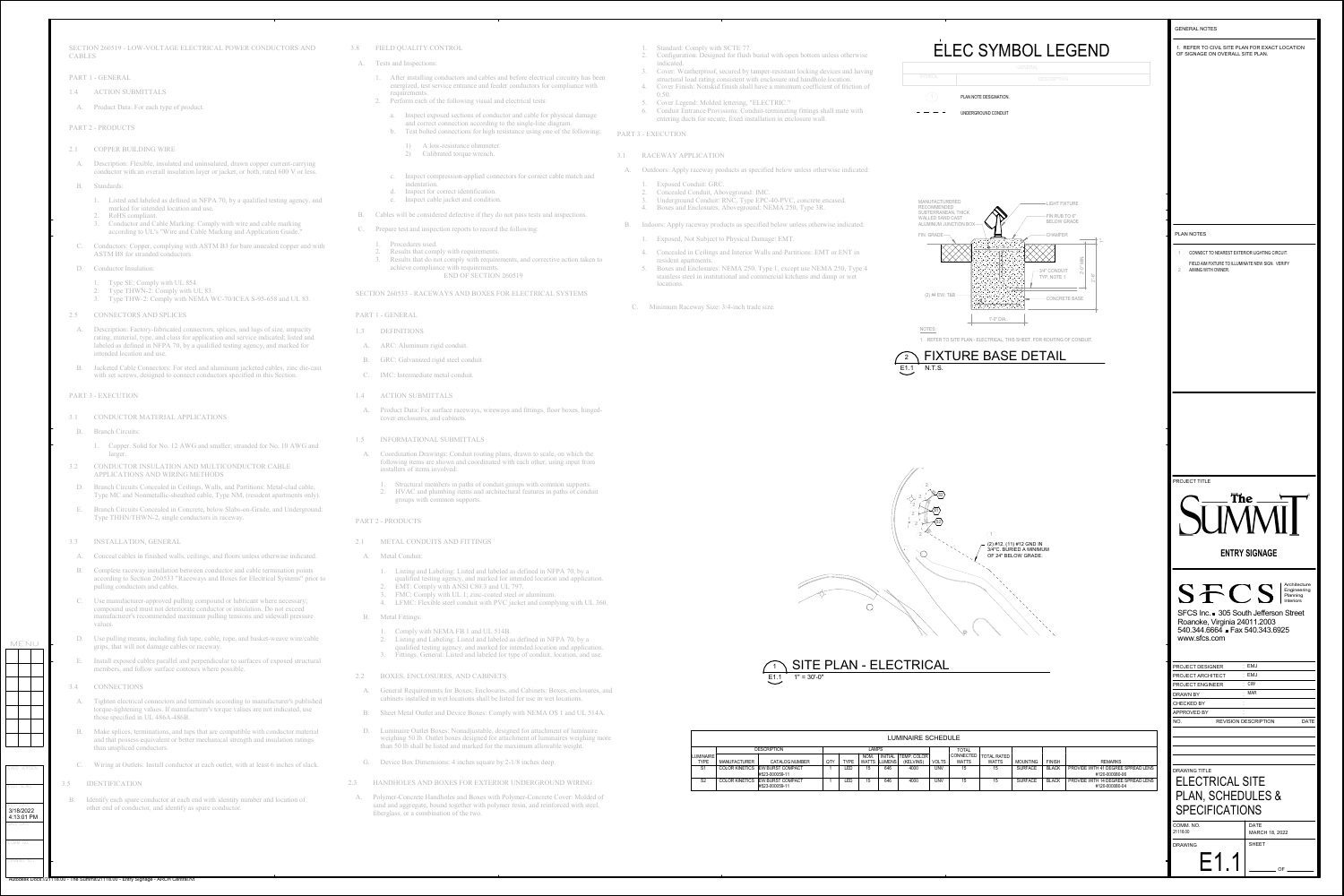SECTION 260519 - LOW-VOLTAGE ELECTRICAL POWER CONDUCTORS AND CABLES

PART 1 - GENERAL

1.4 ACTION SUBMITTALS

A. Product Data: For each type of product.

PART 2 - PRODUCTS

2.1 COPPER BUILDING WIRE

A. Description: Flexible, insulated and uninsulated, drawn copper current-carrying conductor with an overall insulation layer or jacket, or both, rated 600 V or less.

B. Standards:

1. Listed and labeled as defined in NFPA 70, by a qualified testing agency, and marked for intended location and use.
2. RoHS compliant.
3. Conductor and Cable Marking: Comply with wire and cable marking according to UL's "Wire and Cable Marking and Application Guide."

C. Conductors: Copper, complying with ASTM B3 for bare annealed copper and with ASTM B8 for stranded conductors.

D. Conductor Insulation:

1. Type SE: Comply with UL 854.
2. Type THHN-2: Comply with UL 83.
3. Type THW-2: Comply with NEMA WC-70/ICEA S-95-658 and UL 83.

2.5 CONNECTORS AND SPLICES

A. Description: Factory-fabricated connectors, splices, and lugs of size, ampacity rating, material, type, and class for application and service indicated; listed and labeled as defined in NFPA 70, by a qualified testing agency, and marked for intended location and use.

B. Jacketed Cable Connectors: For steel and aluminum jacketed cables, zinc die-cast with set screws, designed to connect conductors specified in this Section.

PART 3 - EXECUTION

3.1 CONDUCTOR MATERIAL APPLICATIONS

B. Branch Circuits:

1. Copper. Solid for No. 12 AWG and smaller; stranded for No. 10 AWG and larger.

3.2 CONDUCTOR INSULATION AND MULTICONDUCTOR CABLE APPLICATIONS AND WIRING METHODS

D. Branch Circuits Concealed in Ceilings, Walls, and Partitions: Metal-clad cable, Type MC and Nonmetallic-sheathed cable, Type NM, (resident apartments only).

E. Branch Circuits Concealed in Concrete, below Slabs-on-Grade, and Underground: Type THHN/THWN-2, single conductors in raceway.

3.3 INSTALLATION, GENERAL

A. Conceal cables in finished walls, ceilings, and floors unless otherwise indicated.

B. Complete raceway installation between conductor and cable termination points according to Section 260533 "Raceways and Boxes for Electrical Systems" prior to pulling conductors and cables.

C. Use manufacturer-approved pulling compound or lubricant where necessary; compound used must not deteriorate conductor or insulation. Do not exceed manufacturer's recommended maximum pulling tensions and sidewall pressure values.

D. Use pulling means, including fish tape, cable, rope, and basket-weave wire/cable grips, that will not damage cables or raceway.

E. Install exposed cables parallel and perpendicular to surfaces of exposed structural members, and follow surface contours where possible.

3.4 CONNECTIONS

A. Tighten electrical connectors and terminals according to manufacturer's published torque-tightening values. If manufacturer's torque values are not indicated, use those specified in UL 486A-486B.

B. Make splices, terminations, and taps that are compatible with conductor material and that possess equivalent or better mechanical strength and insulation ratings than unspliced conductors.

C. Wiring at Outlets: Install conductor at each outlet, with at least 6 inches of slack.

3.5 IDENTIFICATION

B. Identify each spare conductor at each end with identity number and location of other end of conductor, and identify as spare conductor.

3.8 FIELD QUALITY CONTROL

A. Tests and Inspections:

1. After installing conductors and cables and before electrical circuitry has been energized, test service entrance and feeder conductors for compliance with requirements.
2. Perform each of the following visual and electrical tests:
   a. Inspect exposed sections of conductor and cable for physical damage and correct connection according to the single-line diagram.
   b. Test bolted connections for high resistance using one of the following:
      1) A low-resistance ohmmeter.
      2) Calibrated torque wrench.
   c. Inspect compression-applied connectors for correct cable match and indentation.
   d. Inspect for correct identification.
   e. Inspect cable jacket and condition.

B. Cables will be considered defective if they do not pass tests and inspections.

C. Prepare test and inspection reports to record the following:

1. Procedures used.
2. Results that comply with requirements.
3. Results that do not comply with requirements, and corrective action taken to achieve compliance with requirements.

END OF SECTION 260519

SECTION 260533 - RACEWAYS AND BOXES FOR ELECTRICAL SYSTEMS

PART 1 - GENERAL

1.3 DEFINITIONS

A. ARC: Aluminum rigid conduit.

B. GRC: Galvanized rigid steel conduit.

C. IMC: Intermediate metal conduit.

1.4 ACTION SUBMITTALS

A. Product Data: For surface raceways, wireways and fittings, floor boxes, hinged-cover enclosures, and cabinets.

1.5 INFORMATIONAL SUBMITTALS

A. Coordination Drawings: Conduit routing plans, drawn to scale, on which the following items are shown and coordinated with each other, using input from installers of items involved:

1. Structural members in paths of conduit groups with common supports.
2. HVAC and plumbing items and architectural features in paths of conduit groups with common supports.

PART 2 - PRODUCTS

2.1 METAL CONDUITS AND FITTINGS

A. Metal Conduit:

1. Listing and Labeling: Listed and labeled as defined in NFPA 70, by a qualified testing agency, and marked for intended location and application.
2. EMT: Comply with ANSI C80.3 and UL 797.
3. FMC: Comply with UL 1; zinc-coated steel or aluminum.
4. LFMC: Flexible steel conduit with PVC jacket and complying with UL 360.

B. Metal Fittings:

1. Comply with NEMA FB 1 and UL 514B.
2. Listing and Labeling: Listed and labeled as defined in NFPA 70, by a qualified testing agency, and marked for intended location and application.
3. Fittings, General: Listed and labeled for type of conduit, location, and use.

2.2 BOXES, ENCLOSURES, AND CABINETS

A. General Requirements for Boxes, Enclosures, and Cabinets: Boxes, enclosures, and cabinets installed in wet locations shall be listed for use in wet locations.

B. Sheet Metal Outlet and Device Boxes: Comply with NEMA OS 1 and UL 514A.

D. Luminaire Outlet Boxes: Nonadjustable, designed for attachment of luminaire weighing 50 lb. Outlet boxes designed for attachment of luminaires weighing more than 50 lb shall be listed and marked for the maximum allowable weight.

G. Device Box Dimensions: 4 inches square by 2-1/8 inches deep.

2.3 HANDHOLES AND BOXES FOR EXTERIOR UNDERGROUND WIRING

A. Polymer-Concrete Handholes and Boxes with Polymer-Concrete Cover: Molded of sand and aggregate, bound together with polymer resin, and reinforced with steel, fiberglass, or a combination of the two.

1. Standard: Comply with SCTE 77.
2. Configuration: Designed for flush burial with open bottom unless otherwise indicated.
3. Cover: Weatherproof, secured by tamper-resistant locking devices and having structural load rating consistent with enclosure and handhole location.
4. Cover Finish: Nonskid finish shall have a minimum coefficient of friction of 0.50.
5. Cover Legend: Molded lettering, "ELECTRIC."
6. Conduit Entrance Provisions: Conduit-terminating fittings shall mate with entering ducts for secure, fixed installation in enclosure wall.

PART 3 - EXECUTION

3.1 RACEWAY APPLICATION

A. Outdoors: Apply raceway products as specified below unless otherwise indicated:

1. Exposed Conduit: GRC.
2. Concealed Conduit, Aboveground: IMC.
3. Underground Conduit: RNC, Type EPC-40-PVC, concrete encased.
4. Boxes and Enclosures, Aboveground: NEMA 250, Type 3R.

B. Indoors: Apply raceway products as specified below unless otherwise indicated:

1. Exposed, Not Subject to Physical Damage: EMT.
4. Concealed in Ceilings and Interior Walls and Partitions: EMT or ENT in resident apartments.
5. Boxes and Enclosures: NEMA 250, Type 1, except use NEMA 250, Type 4 stainless steel in institutional and commercial kitchens and damp or wet locations.

C. Minimum Raceway Size: 3/4-inch trade size.

# ELEC SYMBOL LEGEND

| SYMBOL | DESCRIPTION |
|---|---|
| 1 | PLAN NOTE DESIGNATION |
| - - - | UNDERGROUND CONDUIT |

MANUFACTURERED RECOMMENDED SUBTERRANEAN, THICK WALLED SAND CAST ALUMINUM JUNCTION BOX; LIGHT FIXTURE; FIN. GRADE; FIN SUB TO 6" BELOW GRADE; CHAMFER; 1"; 3/4" CONDUIT TYP. NOTE 1; 2'-0" MIN.; 2'-0"; (2) #4 EW. T&B; CONCRETE BASE; 1'-0" DIA.

NOTES:
1. REFER TO SITE PLAN - ELECTRICAL THIS SHEET FOR ROUTING OF CONDUIT.

## 2 FIXTURE BASE DETAIL
E1.1 N.T.S.

(2)#12, (1)#12 GND IN 3/4"C. BURIED A MINIMUM OF 24" BELOW GRADE.

## 1 SITE PLAN - ELECTRICAL
E1.1 1" = 30'-0"

LUMINAIRE SCHEDULE

| LUMINAIRE TYPE | MANUFACTURER | CATALOG NUMBER | QTY | TYPE | NOM. WATTS | INITIAL LUMENS | TEMP. COLOR (KELVIN) | VOLTS | TOTAL CONNECTED WATTS | TOTAL RATED WATTS | MOUNTING | FINISH | REMARKS |
|---|---|---|---|---|---|---|---|---|---|---|---|---|---|
| S1 | COLOR KINETICS | EW BURST COMPACT #523-000059-11 | 1 | LED | 15 | 646 | 4000 | UNV | 15 | 15 | SURFACE | BLACK | PROVIDE WITH 41 DEGREE SPREAD LENS #120-000080-06 |
| S2 | COLOR KINETICS | EW BURST COMPACT #523-000059-11 | 1 | LED | 15 | 646 | 4000 | UNV | 15 | 15 | SURFACE | BLACK | PROVIDE WITH 14 DEGREE SPREAD LENS #120-000080-04 |

GENERAL NOTES

1. REFER TO CIVIL SITE PLAN FOR EXACT LOCATION OF SIGNAGE ON OVERALL SITE PLAN.

PLAN NOTES

1. CONNECT TO NEAREST EXTERIOR LIGHTING CIRCUIT.
2. FIELD AIM FIXTURE TO ILLUMINATE NEW SIGN. VERIFY AIMING WITH OWNER.

PROJECT TITLE

The SUMMIT

ENTRY SIGNAGE

SFCS Architecture Engineering Planning Interiors

SFCS Inc. ■ 305 South Jefferson Street
Roanoke, Virginia 24011.2003
540.344.6664 ■ Fax 540.343.6925
www.sfcs.com

| | |
|---|---|
| PROJECT DESIGNER | EMJ |
| PROJECT ARCHITECT | EMJ |
| PROJECT ENGINEER | CW |
| DRAWN BY | MAR |
| CHECKED BY | |
| APPROVED BY | |

| NO. | REVISION DESCRIPTION | DATE |
|---|---|---|

DRAWING TITLE

ELECTRICAL SITE PLAN, SCHEDULES & SPECIFICATIONS

COMM. NO. 21118.00 | DATE MARCH 18, 2022

DRAWING E1.1 | SHEET ___ OF ___

3/18/2022 4:13:01 PM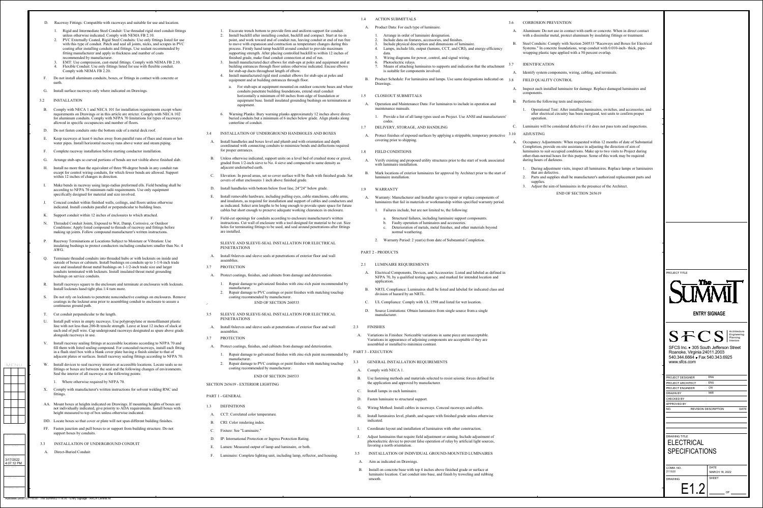D. Raceway Fittings: Compatible with raceways and suitable for use and location.

1. Rigid and Intermediate Steel Conduit: Use threaded rigid steel conduit fittings unless otherwise indicated. Comply with NEMA FB 2.10.
2. PVC Externally Coated, Rigid Steel Conduits: Use only fittings listed for use with this type of conduit. Patch and seal all joints, nicks, and scrapes in PVC coating after installing conduits and fittings. Use sealant recommended by fitting manufacturer and apply in thickness and number of coats recommended by manufacturer.
3. EMT: Use compression, cast-metal fittings. Comply with NEMA FB 2.10.
4. Flexible Conduit: Use only fittings listed for use with flexible conduit. Comply with NEMA FB 2.20.

F. Do not install aluminum conduits, boxes, or fittings in contact with concrete or earth.

G. Install surface raceways only where indicated on Drawings.

3.2 INSTALLATION

B. Comply with NECA 1 and NECA 101 for installation requirements except where requirements on Drawings or in this article are stricter. Comply with NECA 102 for aluminum conduits. Comply with NFPA 70 limitations for types of raceways allowed in specific occupancies and number of floors.

D. Do not fasten conduits onto the bottom side of a metal deck roof.

E. Keep raceways at least 6 inches away from parallel runs of flues and steam or hot-water pipes. Install horizontal raceway runs above water and steam piping.

F. Complete raceway installation before starting conductor installation.

G. Arrange stub-ups so curved portions of bends are not visible above finished slab.

H. Install no more than the equivalent of three 90-degree bends in any conduit run except for control wiring conduits, for which fewer bends are allowed. Support within 12 inches of changes in direction.

I. Make bends in raceway using large-radius preformed ells. Field bending shall be according to NFPA 70 minimum radii requirements. Use only equipment specifically designed for material and size involved.

J. Conceal conduit within finished walls, ceilings, and floors unless otherwise indicated. Install conduits parallel or perpendicular to building lines.

K. Support conduit within 12 inches of enclosures to which attached.

N. Threaded Conduit Joints, Exposed to Wet, Damp, Corrosive, or Outdoor Conditions: Apply listed compound to threads of raceway and fittings before making up joints. Follow compound manufacturer's written instructions.

P. Raceway Terminations at Locations Subject to Moisture or Vibration: Use insulating bushings to protect conductors including conductors smaller than No. 4 AWG.

Q. Terminate threaded conduits into threaded hubs or with locknuts on inside and outside of boxes or cabinets. Install bushings on conduits up to 1-1/4-inch trade size and insulated throat metal bushings on 1-1/2-inch trade size and larger conduits terminated with locknuts. Install insulated throat metal grounding bushings on service conduits.

R. Install raceways square to the enclosure and terminate at enclosures with locknuts. Install locknuts hand tight plus 1/4 turn more.

S. Do not rely on locknuts to penetrate nonconductive coatings on enclosures. Remove coatings in the locknut area prior to assembling conduit to enclosure to assure a continuous ground path.

T. Cut conduit perpendicular to the length.

U. Install pull wires in empty raceways. Use polypropylene or monofilament plastic line with not less than 200-lb tensile strength. Leave at least 12 inches of slack at each end of pull wire. Cap underground raceways designated as spare above grade alongside raceways in use.

V. Install raceway sealing fittings at accessible locations according to NFPA 70 and fill them with listed sealing compound. For concealed raceways, install each fitting in a flush steel box with a blank cover plate having a finish similar to that of adjacent plates or surfaces. Install raceway sealing fittings according to NFPA 70.

W. Install devices to seal raceway interiors at accessible locations. Locate seals so no fittings or boxes are between the seal and the following changes of environments. Seal the interior of all raceways at the following points:

1. Where otherwise required by NFPA 70.

X. Comply with manufacturer's written instructions for solvent welding RNC and fittings.

AA. Mount boxes at heights indicated on Drawings. If mounting heights of boxes are not individually indicated, give priority to ADA requirements. Install boxes with height measured to top of box unless otherwise indicated.

DD. Locate boxes so that cover or plate will not span different building finishes.

FF. Fasten junction and pull boxes to or support from building structure. Do not support boxes by conduits.

3.3 INSTALLATION OF UNDERGROUND CONDUIT

A. Direct-Buried Conduit:

1. Excavate trench bottom to provide firm and uniform support for conduit.
2. Install backfill after installing conduit, backfill and compact. Start at tie-in point, and work toward end of conduit run, leaving conduit at end of run free to move with expansion and contraction as temperature changes during this process. Firmly hand tamp backfill around conduit to provide maximum supporting strength. After placing controlled backfill to within 12 inches of finished grade, make final conduit connection at end of run.
3. Install manufactured duct elbows for stub-ups at poles and equipment and at building entrances through floor unless otherwise indicated. Encase elbows for stub-up ducts throughout length of elbow.
4. Install manufactured rigid steel conduit elbows for stub-ups at poles and equipment and at building entrances through floor.
   a. For stub-ups at equipment mounted on outdoor concrete bases and where conduits penetrate building foundations, extend steel conduit horizontally a minimum of 60 inches from edge of foundation or equipment base. Install insulated grounding bushings on terminations at equipment.
6. Warning Planks: Bury warning planks approximately 12 inches above direct-buried conduits but a minimum of 6 inches below grade. Align planks along centerline of conduit.

3.4 INSTALLATION OF UNDERGROUND HANDHOLES AND BOXES

A. Install handholes and boxes level and plumb and with orientation and depth coordinated with connecting conduits to minimize bends and deflections required for proper entrances.

B. Unless otherwise indicated, support units on a level bed of crushed stone or gravel, graded from 1/2-inch sieve to No. 4 sieve and compacted to same density as adjacent undisturbed earth.

C. Elevation: In paved areas, set so cover surface will be flush with finished grade. Set covers of other enclosures 1 inch above finished grade.

D. Install handholes with bottom below frost line, 24"24" below grade.

E. Install removable hardware, including pulling eyes, cable stanchions, cable arms, and insulators, as required for installation and support of cables and conductors and as indicated. Select arm lengths to be long enough to provide spare space for future cables but short enough to preserve adequate working clearances in enclosure.

F. Field-cut openings for conduits according to enclosure manufacturer's written instructions. Cut wall of enclosure with a tool designed for material to be cut. Size holes for terminating fittings to be used, and seal around penetrations after fittings are installed.

SLEEVE AND SLEEVE-SEAL INSTALLATION FOR ELECTRICAL PENETRATIONS

A. Install 0sleeves and sleeve seals at penetrations of exterior floor and wall assemblies.

3.7 PROTECTION

A. Protect coatings, finishes, and cabinets from damage and deterioration.

1. Repair damage to galvanized finishes with zinc-rich paint recommended by manufacturer.
2. Repair damage to PVC coatings or paint finishes with matching touchup coating recommended by manufacturer.

END OF SECTION 260533

3.5 SLEEVE AND SLEEVE-SEAL INSTALLATION FOR ELECTRICAL PENETRATIONS

A. Install 0sleeves and sleeve seals at penetrations of exterior floor and wall assemblies.

3.7 PROTECTION

A. Protect coatings, finishes, and cabinets from damage and deterioration.

1. Repair damage to galvanized finishes with zinc-rich paint recommended by manufacturer.
2. Repair damage to PVC coatings or paint finishes with matching touchup coating recommended by manufacturer.

END OF SECTION 260533

## SECTION 265619 - EXTERIOR LIGHTING

PART 1 - GENERAL

1.3 DEFINITIONS

A. CCT: Correlated color temperature.

B. CRI: Color rendering index.

C. Fixture: See "Luminaire."

D. IP: International Protection or Ingress Protection Rating.

E. Lumen: Measured output of lamp and luminaire, or both.

F. Luminaire: Complete lighting unit, including lamp, reflector, and housing.

1.4 ACTION SUBMITTALS

A. Product Data: For each type of luminaire.

1. Arrange in order of luminaire designation.
2. Include data on features, accessories, and finishes.
3. Include physical description and dimensions of luminaire.
4. Lamps, include life, output (lumens, CCT, and CRI), and energy-efficiency data.
5. Wiring diagrams for power, control, and signal wiring.
6. Photoelectric relays.
7. Means of attaching luminaires to supports and indication that the attachment is suitable for components involved.

B. Product Schedule: For luminaires and lamps. Use same designations indicated on Drawings.

1.5 CLOSEOUT SUBMITTALS

A. Operation and Maintenance Data: For luminaires to include in operation and maintenance manuals.

1. Provide a list of all lamp types used on Project. Use ANSI and manufacturers' codes.

1.7 DELIVERY, STORAGE, AND HANDLING

A. Protect finishes of exposed surfaces by applying a strippable, temporary protective covering prior to shipping.

1.8 FIELD CONDITIONS

A. Verify existing and proposed utility structures prior to the start of work associated with luminaire installation.

B. Mark locations of exterior luminaires for approval by Architect prior to the start of luminaire installation.

1.9 WARRANTY

A. Warranty: Manufacturer and Installer agree to repair or replace components of luminaires that fail in materials or workmanship within specified warranty period.

1. Failures include, but are not limited to, the following:
   a. Structural failures, including luminaire support components.
   b. Faulty operation of luminaires and accessories.
   c. Deterioration of metals, metal finishes, and other materials beyond normal weathering.
2. Warranty Period: 2 year(s) from date of Substantial Completion.

PART 2 - PRODUCTS

2.1 LUMINAIRE REQUIREMENTS

A. Electrical Components, Devices, and Accessories: Listed and labeled as defined in NFPA 70, by a qualified testing agency, and marked for intended location and application.

B. NRTL Compliance: Luminaires shall be listed and labeled for indicated class and division of hazard by an NRTL.

C. UL Compliance: Comply with UL 1598 and listed for wet location.

D. Source Limitations: Obtain luminaires from single source from a single manufacturer.

2.3 FINISHES

A. Variations in Finishes: Noticeable variations in same piece are unacceptable. Variations in appearance of adjoining components are acceptable if they are assembled or installed to minimize contrast.

PART 3 - EXECUTION

3.3 GENERAL INSTALLATION REQUIREMENTS

A. Comply with NECA 1.

B. Use fastening methods and materials selected to resist seismic forces defined for the application and approved by manufacturer.

C. Install lamps in each luminaire.

D. Fasten luminaire to structural support.

G. Wiring Method: Install cables in raceways. Conceal raceways and cables.

H. Install luminaires level, plumb, and square with finished grade unless otherwise indicated.

I. Coordinate layout and installation of luminaires with other construction.

J. Adjust luminaires that require field adjustment or aiming. Include adjustment of photoelectric device to prevent false operation of relay by artificial light sources, favoring a north orientation.

3.5 INSTALLATION OF INDIVIDUAL GROUND-MOUNTED LUMINAIRES

A. Aim as indicated on Drawings.

B. Install on concrete base with top 4 inches above finished grade or surface at luminaire location. Cast conduit into base, and finish by troweling and rubbing smooth.

3.6 CORROSION PREVENTION

A. Aluminum: Do not use in contact with earth or concrete. When in direct contact with a dissimilar metal, protect aluminum by insulating fittings or treatment.

B. Steel Conduits: Comply with Section 260533 "Raceways and Boxes for Electrical Systems." In concrete foundations, wrap conduit with 0.010-inch- thick, pipe-wrapping plastic tape applied with a 50 percent overlap.

3.7 IDENTIFICATION

A. Identify system components, wiring, cabling, and terminals.

3.8 FIELD QUALITY CONTROL

A. Inspect each installed luminaire for damage. Replace damaged luminaires and components.

B. Perform the following tests and inspections:

1. Operational Test: After installing luminaires, switches, and accessories, and after electrical circuitry has been energized, test units to confirm proper operation.

C. Luminaire will be considered defective if it does not pass tests and inspections.

3.10 ADJUSTING

A. Occupancy Adjustments: When requested within 12 months of date of Substantial Completion, provide on-site assistance in adjusting the direction of aim of luminaires to suit occupied conditions. Make up to two visits to Project during other-than-normal hours for this purpose. Some of this work may be required during hours of darkness.

1. During adjustment visits, inspect all luminaires. Replace lamps or luminaires that are defective.
2. Parts and supplies shall be manufacturer's authorized replacement parts and supplies.
3. Adjust the aim of luminaires in the presence of the Architect.

END OF SECTION 265619

---

PROJECT TITLE

The SUMMIT

ENTRY SIGNAGE

SFCS — Architecture, Engineering, Planning, Interiors

SFCS Inc. • 305 South Jefferson Street
Roanoke, Virginia 24011.2003
540.344.6664 • Fax 540.343.6925
www.sfcs.com

| | |
|---|---|
| PROJECT DESIGNER | EMJ |
| PROJECT ARCHITECT | EMJ |
| PROJECT ENGINEER | CW |
| DRAWN BY | MAR |
| CHECKED BY | |
| APPROVED BY | |

| NO. | REVISION DESCRIPTION | DATE |
|---|---|---|

DRAWING TITLE

ELECTRICAL SPECIFICATIONS

| | |
|---|---|
| COMM. NO. 21118.00 | DATE MARCH 18, 2022 |
| DRAWING E1.2 | SHEET ____ OF ____ |

3/17/2022 4:07:12 PM